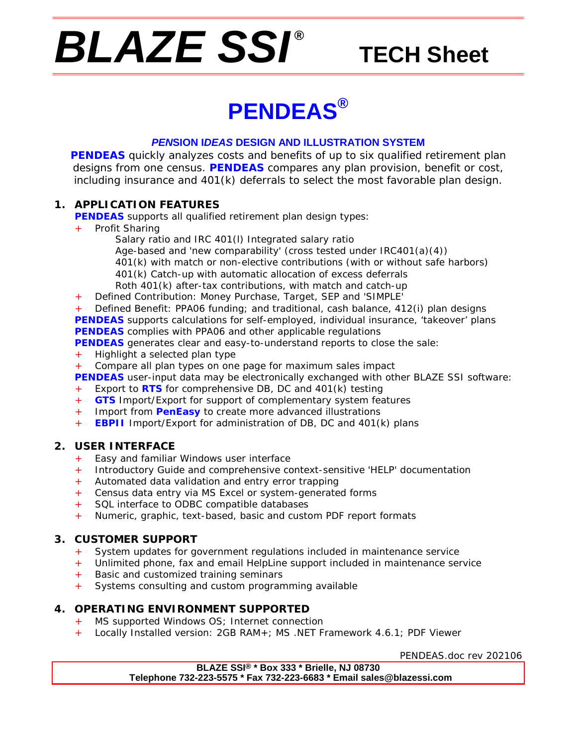# BLAZE SSI® TECH Sheet

# PENDEAS®

***PEN*SION I*DEAS* DESIGN AND ILLUSTRATION SYSTEM**

**PENDEAS** quickly analyzes costs and benefits of up to six qualified retirement plan designs from one census. **PENDEAS** compares any plan provision, benefit or cost, including insurance and 401(k) deferrals to select the most favorable plan design.

## 1. APPLICATION FEATURES

**PENDEAS** supports all qualified retirement plan design types:

- Profit Sharing
  - Salary ratio and IRC 401(l) Integrated salary ratio
  - Age-based and 'new comparability' (cross tested under IRC401(a)(4))
  - 401(k) with match or non-elective contributions (with or without safe harbors)
  - 401(k) Catch-up with automatic allocation of excess deferrals
  - Roth 401(k) after-tax contributions, with match and catch-up
- Defined Contribution: Money Purchase, Target, SEP and 'SIMPLE'
- Defined Benefit: PPA06 funding; and traditional, cash balance, 412(i) plan designs

**PENDEAS** supports calculations for self-employed, individual insurance, 'takeover' plans

**PENDEAS** complies with PPA06 and other applicable regulations

**PENDEAS** generates clear and easy-to-understand reports to close the sale:

- Highlight a selected plan type
- Compare all plan types on one page for maximum sales impact

**PENDEAS** user-input data may be electronically exchanged with other BLAZE SSI software:

- Export to **RTS** for comprehensive DB, DC and 401(k) testing
- **GTS** Import/Export for support of complementary system features
- Import from **PenEasy** to create more advanced illustrations
- **EBPII** Import/Export for administration of DB, DC and 401(k) plans

## 2. USER INTERFACE

- Easy and familiar Windows user interface
- Introductory Guide and comprehensive context-sensitive 'HELP' documentation
- Automated data validation and entry error trapping
- Census data entry via MS Excel or system-generated forms
- SQL interface to ODBC compatible databases
- Numeric, graphic, text-based, basic and custom PDF report formats

## 3. CUSTOMER SUPPORT

- System updates for government regulations included in maintenance service
- Unlimited phone, fax and email HelpLine support included in maintenance service
- Basic and customized training seminars
- Systems consulting and custom programming available

## 4. OPERATING ENVIRONMENT SUPPORTED

- MS supported Windows OS; Internet connection
- Locally Installed version: 2GB RAM+; MS .NET Framework 4.6.1; PDF Viewer

PENDEAS.doc rev 202106

**BLAZE SSI® * Box 333 * Brielle, NJ 08730**
**Telephone 732-223-5575 * Fax 732-223-6683 * Email sales@blazessi.com**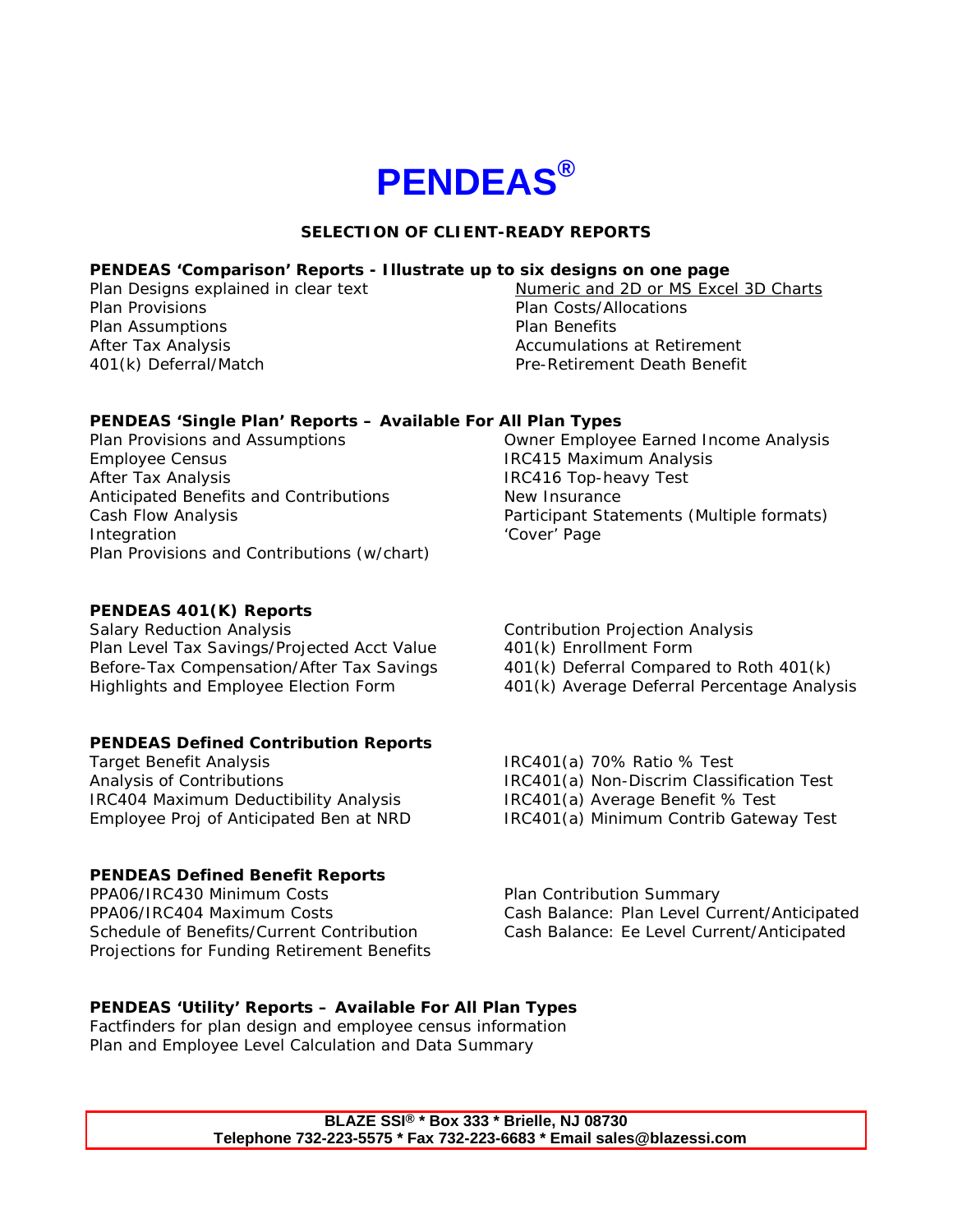# PENDEAS®

## SELECTION OF CLIENT-READY REPORTS

### PENDEAS 'Comparison' Reports - Illustrate up to six designs on one page

Plan Designs explained in clear text
Plan Provisions
Plan Assumptions
After Tax Analysis
401(k) Deferral/Match

Numeric and 2D or MS Excel 3D Charts
Plan Costs/Allocations
Plan Benefits
Accumulations at Retirement
Pre-Retirement Death Benefit

### PENDEAS 'Single Plan' Reports – Available For All Plan Types

Plan Provisions and Assumptions
Employee Census
After Tax Analysis
Anticipated Benefits and Contributions
Cash Flow Analysis
Integration
Plan Provisions and Contributions (w/chart)

Owner Employee Earned Income Analysis
IRC415 Maximum Analysis
IRC416 Top-heavy Test
New Insurance
Participant Statements (Multiple formats)
'Cover' Page

### PENDEAS 401(K) Reports

Salary Reduction Analysis
Plan Level Tax Savings/Projected Acct Value
Before-Tax Compensation/After Tax Savings
Highlights and Employee Election Form

Contribution Projection Analysis
401(k) Enrollment Form
401(k) Deferral Compared to Roth 401(k)
401(k) Average Deferral Percentage Analysis

### PENDEAS Defined Contribution Reports

Target Benefit Analysis
Analysis of Contributions
IRC404 Maximum Deductibility Analysis
Employee Proj of Anticipated Ben at NRD

IRC401(a) 70% Ratio % Test
IRC401(a) Non-Discrim Classification Test
IRC401(a) Average Benefit % Test
IRC401(a) Minimum Contrib Gateway Test

### PENDEAS Defined Benefit Reports

PPA06/IRC430 Minimum Costs
PPA06/IRC404 Maximum Costs
Schedule of Benefits/Current Contribution
Projections for Funding Retirement Benefits

Plan Contribution Summary
Cash Balance: Plan Level Current/Anticipated
Cash Balance: Ee Level Current/Anticipated

### PENDEAS 'Utility' Reports – Available For All Plan Types

Factfinders for plan design and employee census information
Plan and Employee Level Calculation and Data Summary

**BLAZE SSI® * Box 333 * Brielle, NJ 08730**
**Telephone 732-223-5575 * Fax 732-223-6683 * Email sales@blazessi.com**